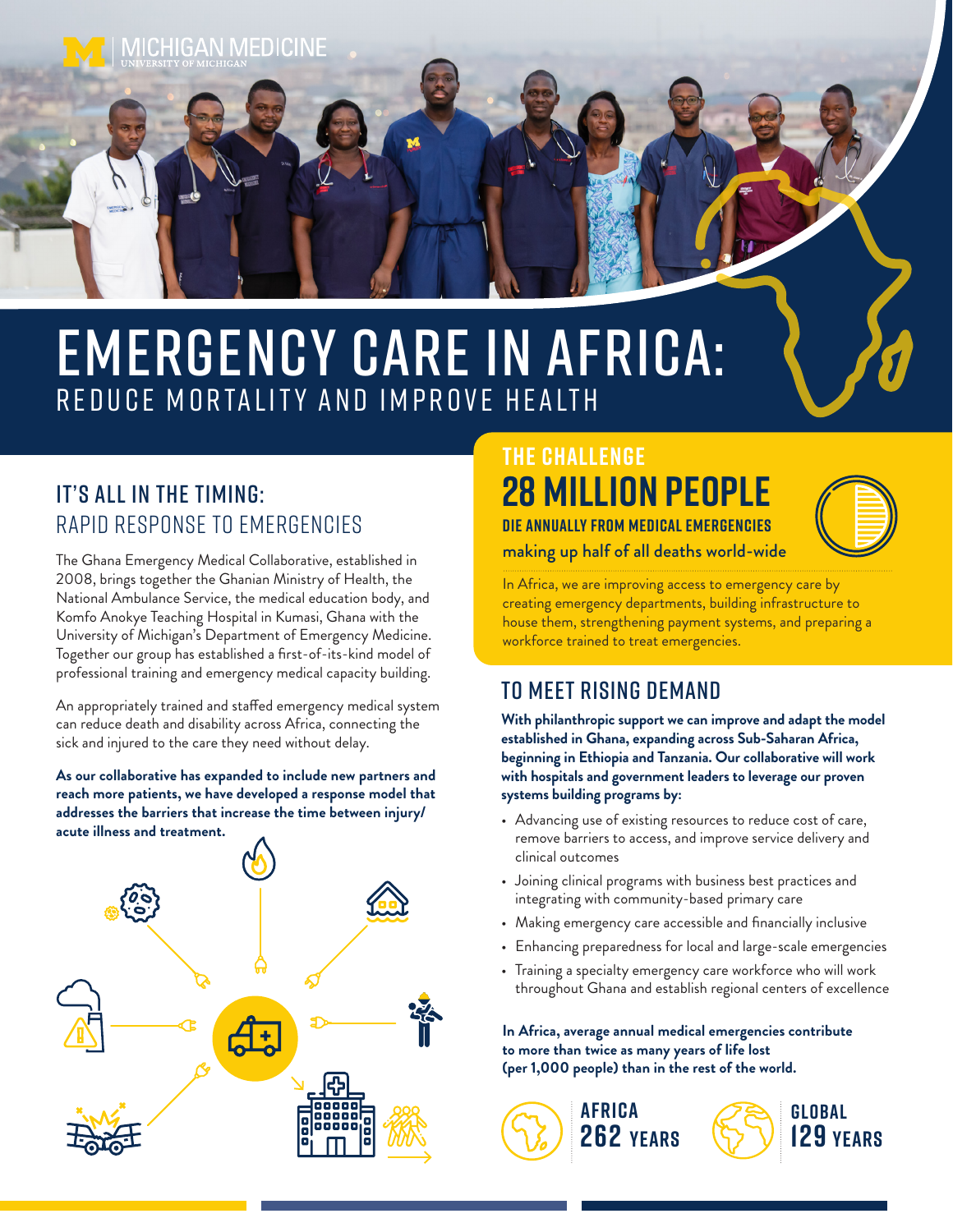MICHIGAN MEDICINE
UNIVERSITY OF MICHIGAN

# EMERGENCY CARE IN AFRICA:
## REDUCE MORTALITY AND IMPROVE HEALTH

## IT'S ALL IN THE TIMING:
### RAPID RESPONSE TO EMERGENCIES

The Ghana Emergency Medical Collaborative, established in 2008, brings together the Ghanian Ministry of Health, the National Ambulance Service, the medical education body, and Komfo Anokye Teaching Hospital in Kumasi, Ghana with the University of Michigan's Department of Emergency Medicine. Together our group has established a first-of-its-kind model of professional training and emergency medical capacity building.

An appropriately trained and staffed emergency medical system can reduce death and disability across Africa, connecting the sick and injured to the care they need without delay.

**As our collaborative has expanded to include new partners and reach more patients, we have developed a response model that addresses the barriers that increase the time between injury/acute illness and treatment.**

## THE CHALLENGE

**28 MILLION PEOPLE**

**DIE ANNUALLY FROM MEDICAL EMERGENCIES**

making up half of all deaths world-wide

In Africa, we are improving access to emergency care by creating emergency departments, building infrastructure to house them, strengthening payment systems, and preparing a workforce trained to treat emergencies.

## TO MEET RISING DEMAND

**With philanthropic support we can improve and adapt the model established in Ghana, expanding across Sub-Saharan Africa, beginning in Ethiopia and Tanzania. Our collaborative will work with hospitals and government leaders to leverage our proven systems building programs by:**

- Advancing use of existing resources to reduce cost of care, remove barriers to access, and improve service delivery and clinical outcomes
- Joining clinical programs with business best practices and integrating with community-based primary care
- Making emergency care accessible and financially inclusive
- Enhancing preparedness for local and large-scale emergencies
- Training a specialty emergency care workforce who will work throughout Ghana and establish regional centers of excellence

**In Africa, average annual medical emergencies contribute to more than twice as many years of life lost (per 1,000 people) than in the rest of the world.**

**AFRICA 262 YEARS**

**GLOBAL 129 YEARS**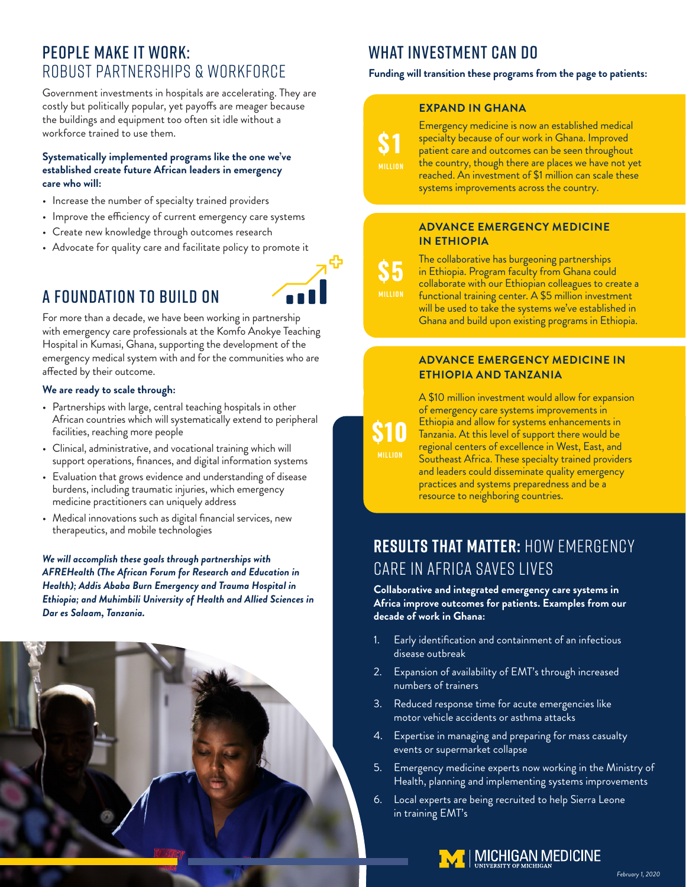## PEOPLE MAKE IT WORK: ROBUST PARTNERSHIPS & WORKFORCE

Government investments in hospitals are accelerating. They are costly but politically popular, yet payoffs are meager because the buildings and equipment too often sit idle without a workforce trained to use them.

**Systematically implemented programs like the one we've established create future African leaders in emergency care who will:**

- Increase the number of specialty trained providers
- Improve the efficiency of current emergency care systems
- Create new knowledge through outcomes research
- Advocate for quality care and facilitate policy to promote it

## A FOUNDATION TO BUILD ON

For more than a decade, we have been working in partnership with emergency care professionals at the Komfo Anokye Teaching Hospital in Kumasi, Ghana, supporting the development of the emergency medical system with and for the communities who are affected by their outcome.

**We are ready to scale through:**

- Partnerships with large, central teaching hospitals in other African countries which will systematically extend to peripheral facilities, reaching more people
- Clinical, administrative, and vocational training which will support operations, finances, and digital information systems
- Evaluation that grows evidence and understanding of disease burdens, including traumatic injuries, which emergency medicine practitioners can uniquely address
- Medical innovations such as digital financial services, new therapeutics, and mobile technologies

***We will accomplish these goals through partnerships with AFREHealth (The African Forum for Research and Education in Health); Addis Ababa Burn Emergency and Trauma Hospital in Ethiopia; and Muhimbili University of Health and Allied Sciences in Dar es Salaam, Tanzania.***

## WHAT INVESTMENT CAN DO

**Funding will transition these programs from the page to patients:**

### $1 MILLION — EXPAND IN GHANA

Emergency medicine is now an established medical specialty because of our work in Ghana. Improved patient care and outcomes can be seen throughout the country, though there are places we have not yet reached. An investment of $1 million can scale these systems improvements across the country.

### $5 MILLION — ADVANCE EMERGENCY MEDICINE IN ETHIOPIA

The collaborative has burgeoning partnerships in Ethiopia. Program faculty from Ghana could collaborate with our Ethiopian colleagues to create a functional training center. A $5 million investment will be used to take the systems we've established in Ghana and build upon existing programs in Ethiopia.

### $10 MILLION — ADVANCE EMERGENCY MEDICINE IN ETHIOPIA AND TANZANIA

A $10 million investment would allow for expansion of emergency care systems improvements in Ethiopia and allow for systems enhancements in Tanzania. At this level of support there would be regional centers of excellence in West, East, and Southeast Africa. These specialty trained providers and leaders could disseminate quality emergency practices and systems preparedness and be a resource to neighboring countries.

## RESULTS THAT MATTER: HOW EMERGENCY CARE IN AFRICA SAVES LIVES

**Collaborative and integrated emergency care systems in Africa improve outcomes for patients. Examples from our decade of work in Ghana:**

1. Early identification and containment of an infectious disease outbreak
2. Expansion of availability of EMT's through increased numbers of trainers
3. Reduced response time for acute emergencies like motor vehicle accidents or asthma attacks
4. Expertise in managing and preparing for mass casualty events or supermarket collapse
5. Emergency medicine experts now working in the Ministry of Health, planning and implementing systems improvements
6. Local experts are being recruited to help Sierra Leone in training EMT's

MICHIGAN MEDICINE
UNIVERSITY OF MICHIGAN

*February 1, 2020*